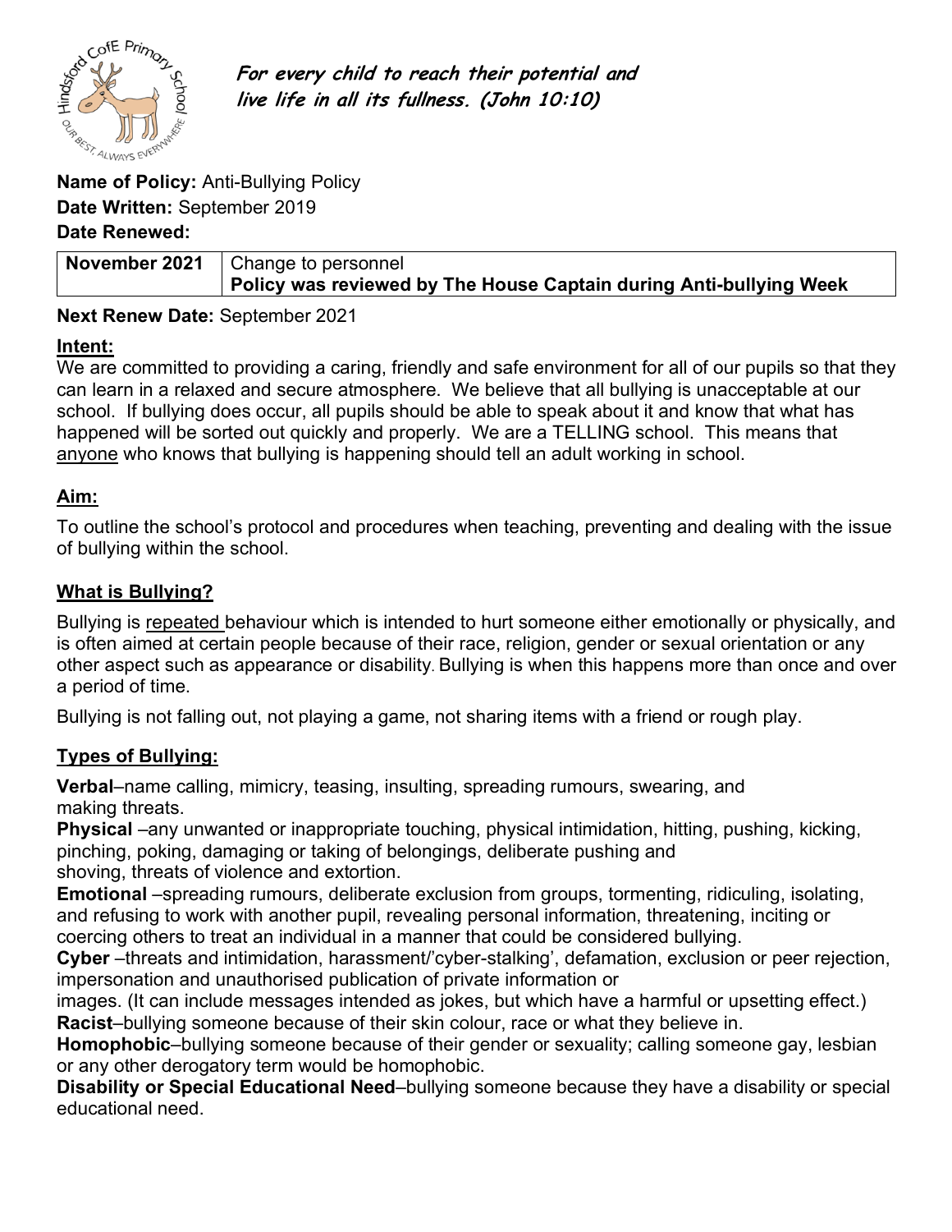*For every child to reach their potential and live life in all its fullness. (John 10:10)*

**Name of Policy:** Anti-Bullying Policy
**Date Written:** September 2019
**Date Renewed:**

| **November 2021** | Change to personnel<br>**Policy was reviewed by The House Captain during Anti-bullying Week** |
|---|---|

**Next Renew Date:** September 2021

## Intent:

We are committed to providing a caring, friendly and safe environment for all of our pupils so that they can learn in a relaxed and secure atmosphere. We believe that all bullying is unacceptable at our school. If bullying does occur, all pupils should be able to speak about it and know that what has happened will be sorted out quickly and properly. We are a TELLING school. This means that anyone who knows that bullying is happening should tell an adult working in school.

## Aim:

To outline the school's protocol and procedures when teaching, preventing and dealing with the issue of bullying within the school.

## What is Bullying?

Bullying is repeated behaviour which is intended to hurt someone either emotionally or physically, and is often aimed at certain people because of their race, religion, gender or sexual orientation or any other aspect such as appearance or disability. Bullying is when this happens more than once and over a period of time.

Bullying is not falling out, not playing a game, not sharing items with a friend or rough play.

## Types of Bullying:

**Verbal**–name calling, mimicry, teasing, insulting, spreading rumours, swearing, and making threats.
**Physical** –any unwanted or inappropriate touching, physical intimidation, hitting, pushing, kicking, pinching, poking, damaging or taking of belongings, deliberate pushing and shoving, threats of violence and extortion.
**Emotional** –spreading rumours, deliberate exclusion from groups, tormenting, ridiculing, isolating, and refusing to work with another pupil, revealing personal information, threatening, inciting or coercing others to treat an individual in a manner that could be considered bullying.
**Cyber** –threats and intimidation, harassment/'cyber-stalking', defamation, exclusion or peer rejection, impersonation and unauthorised publication of private information or images. (It can include messages intended as jokes, but which have a harmful or upsetting effect.)
**Racist**–bullying someone because of their skin colour, race or what they believe in.
**Homophobic**–bullying someone because of their gender or sexuality; calling someone gay, lesbian or any other derogatory term would be homophobic.
**Disability or Special Educational Need**–bullying someone because they have a disability or special educational need.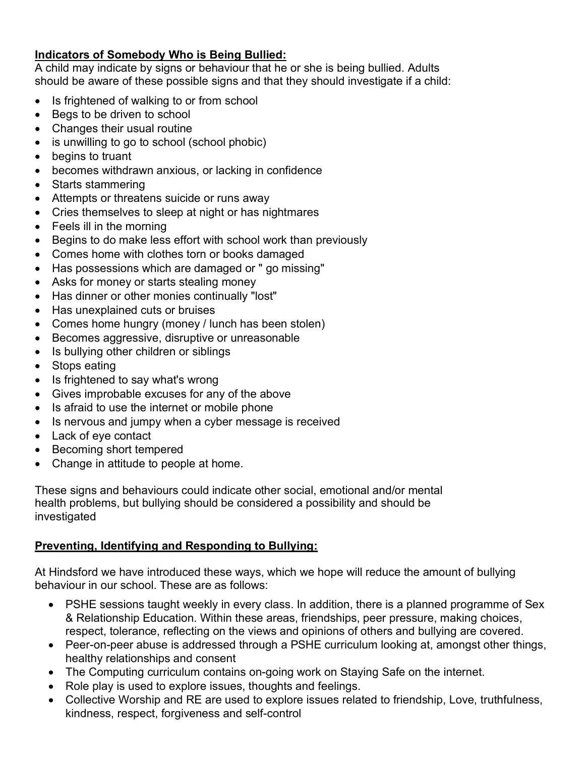**Indicators of Somebody Who is Being Bullied:**

A child may indicate by signs or behaviour that he or she is being bullied. Adults should be aware of these possible signs and that they should investigate if a child:

- Is frightened of walking to or from school
- Begs to be driven to school
- Changes their usual routine
- is unwilling to go to school (school phobic)
- begins to truant
- becomes withdrawn anxious, or lacking in confidence
- Starts stammering
- Attempts or threatens suicide or runs away
- Cries themselves to sleep at night or has nightmares
- Feels ill in the morning
- Begins to do make less effort with school work than previously
- Comes home with clothes torn or books damaged
- Has possessions which are damaged or " go missing"
- Asks for money or starts stealing money
- Has dinner or other monies continually "lost"
- Has unexplained cuts or bruises
- Comes home hungry (money / lunch has been stolen)
- Becomes aggressive, disruptive or unreasonable
- Is bullying other children or siblings
- Stops eating
- Is frightened to say what's wrong
- Gives improbable excuses for any of the above
- Is afraid to use the internet or mobile phone
- Is nervous and jumpy when a cyber message is received
- Lack of eye contact
- Becoming short tempered
- Change in attitude to people at home.

These signs and behaviours could indicate other social, emotional and/or mental health problems, but bullying should be considered a possibility and should be investigated

**Preventing, Identifying and Responding to Bullying:**

At Hindsford we have introduced these ways, which we hope will reduce the amount of bullying behaviour in our school. These are as follows:

- PSHE sessions taught weekly in every class. In addition, there is a planned programme of Sex & Relationship Education. Within these areas, friendships, peer pressure, making choices, respect, tolerance, reflecting on the views and opinions of others and bullying are covered.
- Peer-on-peer abuse is addressed through a PSHE curriculum looking at, amongst other things, healthy relationships and consent
- The Computing curriculum contains on-going work on Staying Safe on the internet.
- Role play is used to explore issues, thoughts and feelings.
- Collective Worship and RE are used to explore issues related to friendship, Love, truthfulness, kindness, respect, forgiveness and self-control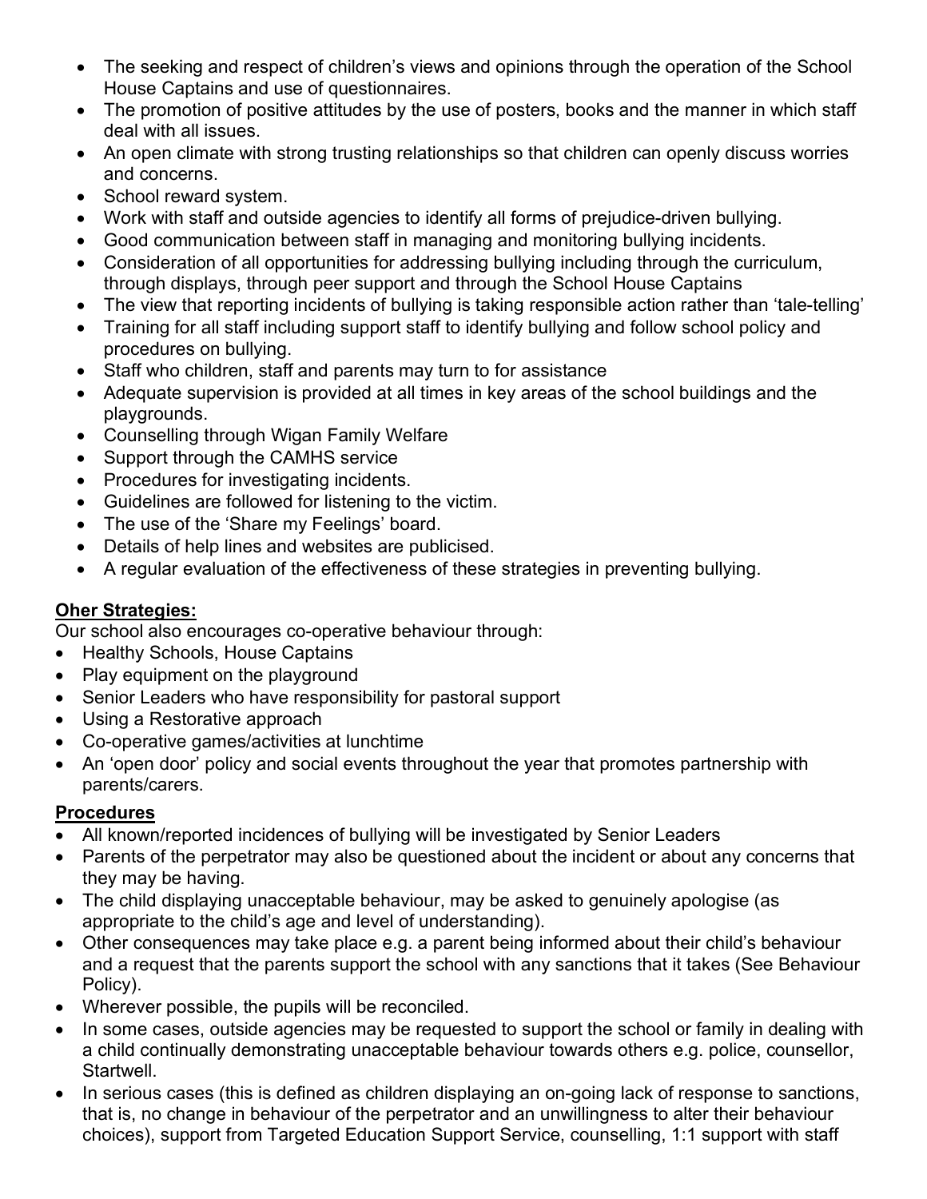- The seeking and respect of children's views and opinions through the operation of the School House Captains and use of questionnaires.
- The promotion of positive attitudes by the use of posters, books and the manner in which staff deal with all issues.
- An open climate with strong trusting relationships so that children can openly discuss worries and concerns.
- School reward system.
- Work with staff and outside agencies to identify all forms of prejudice-driven bullying.
- Good communication between staff in managing and monitoring bullying incidents.
- Consideration of all opportunities for addressing bullying including through the curriculum, through displays, through peer support and through the School House Captains
- The view that reporting incidents of bullying is taking responsible action rather than 'tale-telling'
- Training for all staff including support staff to identify bullying and follow school policy and procedures on bullying.
- Staff who children, staff and parents may turn to for assistance
- Adequate supervision is provided at all times in key areas of the school buildings and the playgrounds.
- Counselling through Wigan Family Welfare
- Support through the CAMHS service
- Procedures for investigating incidents.
- Guidelines are followed for listening to the victim.
- The use of the 'Share my Feelings' board.
- Details of help lines and websites are publicised.
- A regular evaluation of the effectiveness of these strategies in preventing bullying.

**Oher Strategies:**

Our school also encourages co-operative behaviour through:

- Healthy Schools, House Captains
- Play equipment on the playground
- Senior Leaders who have responsibility for pastoral support
- Using a Restorative approach
- Co-operative games/activities at lunchtime
- An 'open door' policy and social events throughout the year that promotes partnership with parents/carers.

**Procedures**

- All known/reported incidences of bullying will be investigated by Senior Leaders
- Parents of the perpetrator may also be questioned about the incident or about any concerns that they may be having.
- The child displaying unacceptable behaviour, may be asked to genuinely apologise (as appropriate to the child's age and level of understanding).
- Other consequences may take place e.g. a parent being informed about their child's behaviour and a request that the parents support the school with any sanctions that it takes (See Behaviour Policy).
- Wherever possible, the pupils will be reconciled.
- In some cases, outside agencies may be requested to support the school or family in dealing with a child continually demonstrating unacceptable behaviour towards others e.g. police, counsellor, Startwell.
- In serious cases (this is defined as children displaying an on-going lack of response to sanctions, that is, no change in behaviour of the perpetrator and an unwillingness to alter their behaviour choices), support from Targeted Education Support Service, counselling, 1:1 support with staff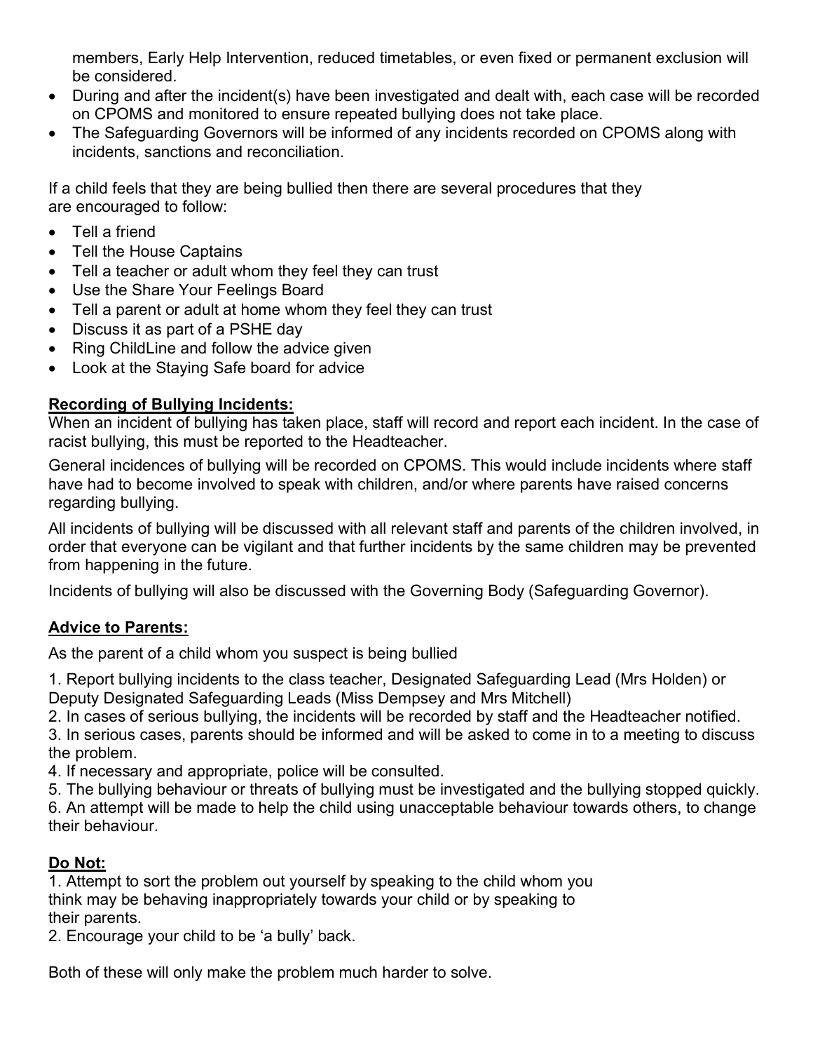members, Early Help Intervention, reduced timetables, or even fixed or permanent exclusion will be considered.

- During and after the incident(s) have been investigated and dealt with, each case will be recorded on CPOMS and monitored to ensure repeated bullying does not take place.
- The Safeguarding Governors will be informed of any incidents recorded on CPOMS along with incidents, sanctions and reconciliation.

If a child feels that they are being bullied then there are several procedures that they are encouraged to follow:

- Tell a friend
- Tell the House Captains
- Tell a teacher or adult whom they feel they can trust
- Use the Share Your Feelings Board
- Tell a parent or adult at home whom they feel they can trust
- Discuss it as part of a PSHE day
- Ring ChildLine and follow the advice given
- Look at the Staying Safe board for advice

## Recording of Bullying Incidents:

When an incident of bullying has taken place, staff will record and report each incident. In the case of racist bullying, this must be reported to the Headteacher.

General incidences of bullying will be recorded on CPOMS. This would include incidents where staff have had to become involved to speak with children, and/or where parents have raised concerns regarding bullying.

All incidents of bullying will be discussed with all relevant staff and parents of the children involved, in order that everyone can be vigilant and that further incidents by the same children may be prevented from happening in the future.

Incidents of bullying will also be discussed with the Governing Body (Safeguarding Governor).

## Advice to Parents:

As the parent of a child whom you suspect is being bullied

1. Report bullying incidents to the class teacher, Designated Safeguarding Lead (Mrs Holden) or Deputy Designated Safeguarding Leads (Miss Dempsey and Mrs Mitchell)
2. In cases of serious bullying, the incidents will be recorded by staff and the Headteacher notified.
3. In serious cases, parents should be informed and will be asked to come in to a meeting to discuss the problem.
4. If necessary and appropriate, police will be consulted.
5. The bullying behaviour or threats of bullying must be investigated and the bullying stopped quickly.
6. An attempt will be made to help the child using unacceptable behaviour towards others, to change their behaviour.

## Do Not:

1. Attempt to sort the problem out yourself by speaking to the child whom you think may be behaving inappropriately towards your child or by speaking to their parents.
2. Encourage your child to be 'a bully' back.

Both of these will only make the problem much harder to solve.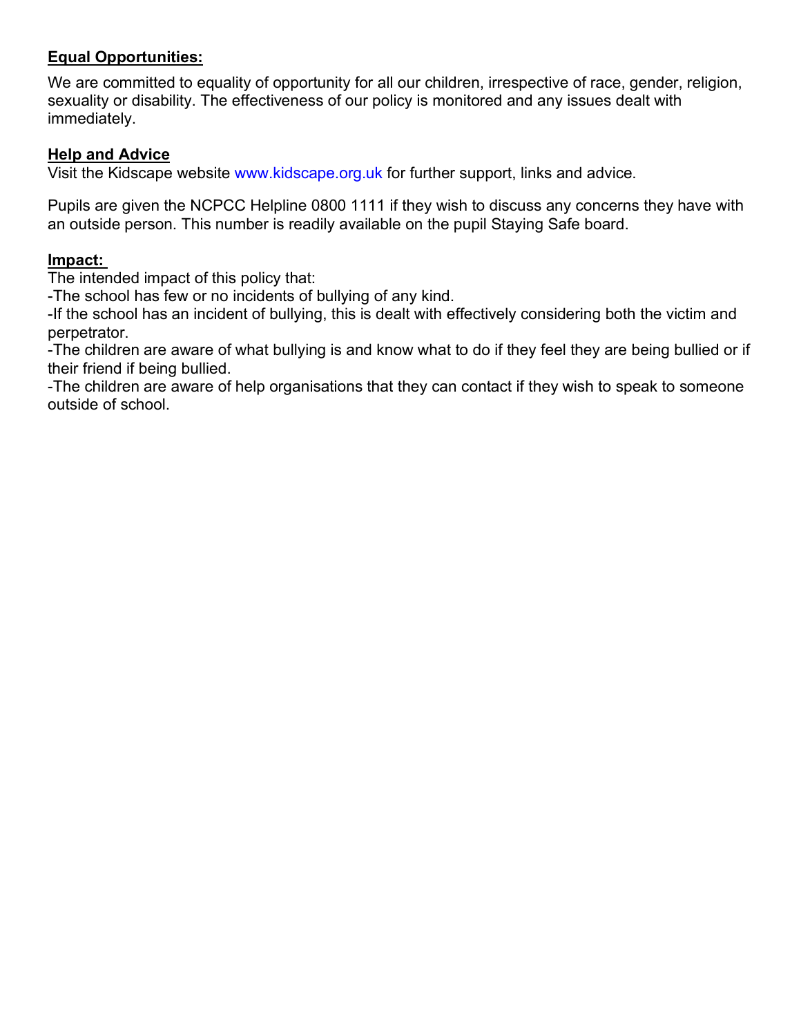**Equal Opportunities:**

We are committed to equality of opportunity for all our children, irrespective of race, gender, religion, sexuality or disability. The effectiveness of our policy is monitored and any issues dealt with immediately.

**Help and Advice**

Visit the Kidscape website www.kidscape.org.uk for further support, links and advice.

Pupils are given the NCPCC Helpline 0800 1111 if they wish to discuss any concerns they have with an outside person. This number is readily available on the pupil Staying Safe board.

**Impact:**

The intended impact of this policy that:

-The school has few or no incidents of bullying of any kind.

-If the school has an incident of bullying, this is dealt with effectively considering both the victim and perpetrator.

-The children are aware of what bullying is and know what to do if they feel they are being bullied or if their friend if being bullied.

-The children are aware of help organisations that they can contact if they wish to speak to someone outside of school.